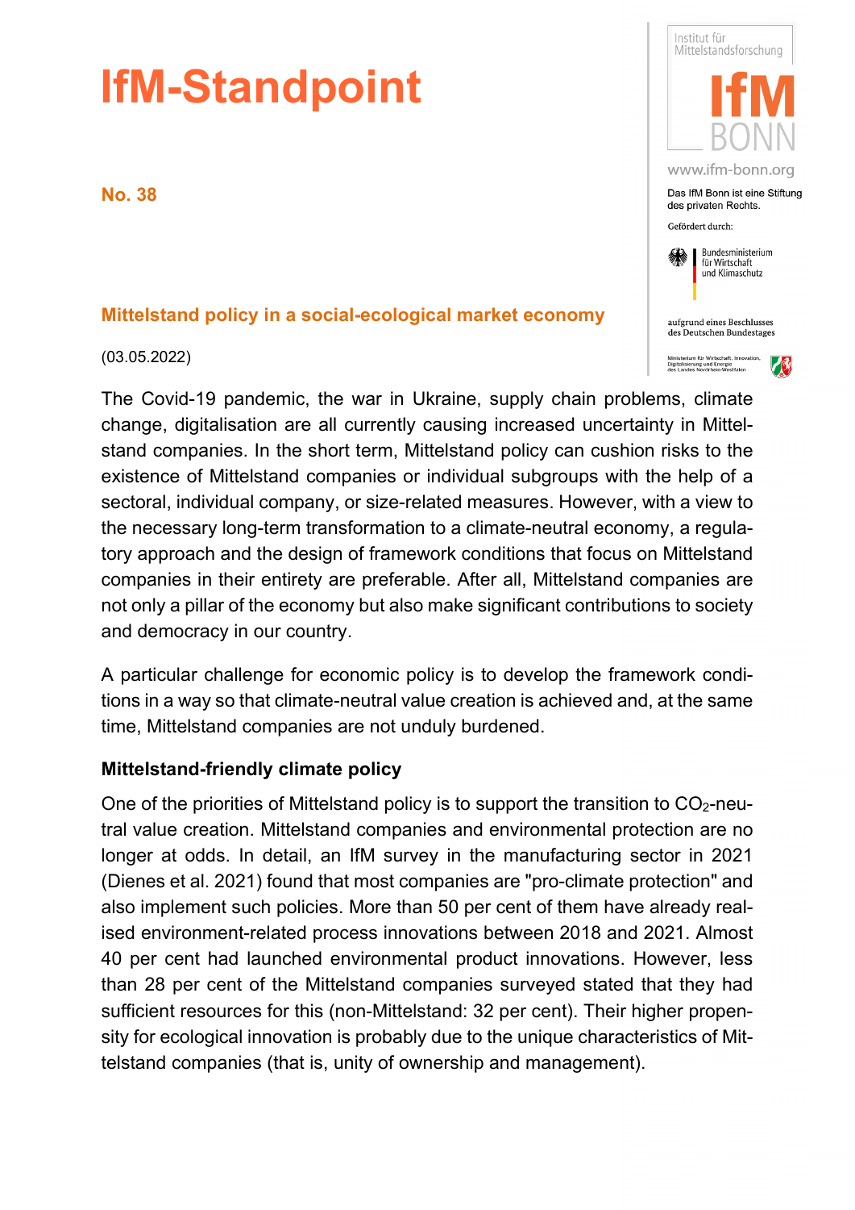# IfM-Standpoint

**No. 38**

## Mittelstand policy in a social-ecological market economy

(03.05.2022)

The Covid-19 pandemic, the war in Ukraine, supply chain problems, climate change, digitalisation are all currently causing increased uncertainty in Mittelstand companies. In the short term, Mittelstand policy can cushion risks to the existence of Mittelstand companies or individual subgroups with the help of a sectoral, individual company, or size-related measures. However, with a view to the necessary long-term transformation to a climate-neutral economy, a regulatory approach and the design of framework conditions that focus on Mittelstand companies in their entirety are preferable. After all, Mittelstand companies are not only a pillar of the economy but also make significant contributions to society and democracy in our country.

A particular challenge for economic policy is to develop the framework conditions in a way so that climate-neutral value creation is achieved and, at the same time, Mittelstand companies are not unduly burdened.

### Mittelstand-friendly climate policy

One of the priorities of Mittelstand policy is to support the transition to $CO_2$-neutral value creation. Mittelstand companies and environmental protection are no longer at odds. In detail, an IfM survey in the manufacturing sector in 2021 (Dienes et al. 2021) found that most companies are "pro-climate protection" and also implement such policies. More than 50 per cent of them have already realised environment-related process innovations between 2018 and 2021. Almost 40 per cent had launched environmental product innovations. However, less than 28 per cent of the Mittelstand companies surveyed stated that they had sufficient resources for this (non-Mittelstand: 32 per cent). Their higher propensity for ecological innovation is probably due to the unique characteristics of Mittelstand companies (that is, unity of ownership and management).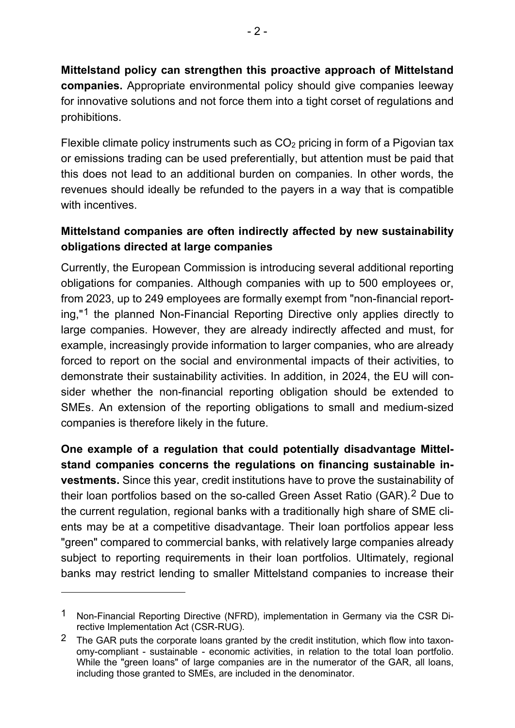**Mittelstand policy can strengthen this proactive approach of Mittelstand companies.** Appropriate environmental policy should give companies leeway for innovative solutions and not force them into a tight corset of regulations and prohibitions.

Flexible climate policy instruments such as $CO_2$ pricing in form of a Pigovian tax or emissions trading can be used preferentially, but attention must be paid that this does not lead to an additional burden on companies. In other words, the revenues should ideally be refunded to the payers in a way that is compatible with incentives.

**Mittelstand companies are often indirectly affected by new sustainability obligations directed at large companies**

Currently, the European Commission is introducing several additional reporting obligations for companies. Although companies with up to 500 employees or, from 2023, up to 249 employees are formally exempt from "non-financial reporting,"[1] the planned Non-Financial Reporting Directive only applies directly to large companies. However, they are already indirectly affected and must, for example, increasingly provide information to larger companies, who are already forced to report on the social and environmental impacts of their activities, to demonstrate their sustainability activities. In addition, in 2024, the EU will consider whether the non-financial reporting obligation should be extended to SMEs. An extension of the reporting obligations to small and medium-sized companies is therefore likely in the future.

**One example of a regulation that could potentially disadvantage Mittelstand companies concerns the regulations on financing sustainable investments.** Since this year, credit institutions have to prove the sustainability of their loan portfolios based on the so-called Green Asset Ratio (GAR).[2] Due to the current regulation, regional banks with a traditionally high share of SME clients may be at a competitive disadvantage. Their loan portfolios appear less "green" compared to commercial banks, with relatively large companies already subject to reporting requirements in their loan portfolios. Ultimately, regional banks may restrict lending to smaller Mittelstand companies to increase their

---

[1] Non-Financial Reporting Directive (NFRD), implementation in Germany via the CSR Directive Implementation Act (CSR-RUG).

[2] The GAR puts the corporate loans granted by the credit institution, which flow into taxonomy-compliant - sustainable - economic activities, in relation to the total loan portfolio. While the "green loans" of large companies are in the numerator of the GAR, all loans, including those granted to SMEs, are included in the denominator.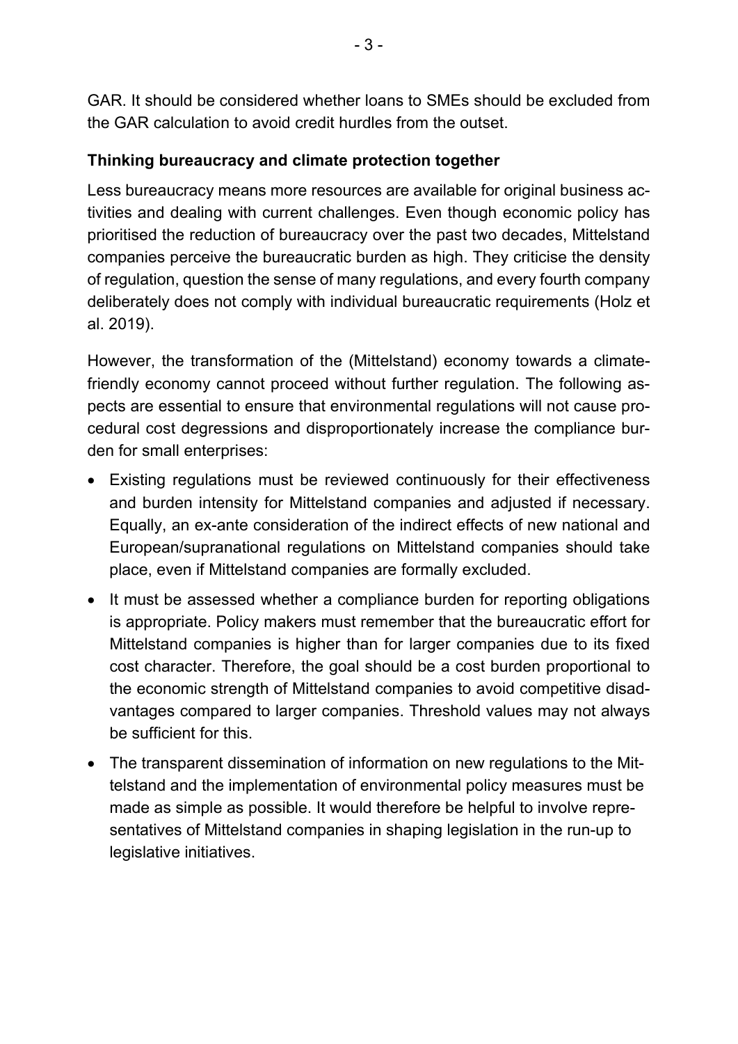GAR. It should be considered whether loans to SMEs should be excluded from the GAR calculation to avoid credit hurdles from the outset.

**Thinking bureaucracy and climate protection together**

Less bureaucracy means more resources are available for original business activities and dealing with current challenges. Even though economic policy has prioritised the reduction of bureaucracy over the past two decades, Mittelstand companies perceive the bureaucratic burden as high. They criticise the density of regulation, question the sense of many regulations, and every fourth company deliberately does not comply with individual bureaucratic requirements (Holz et al. 2019).

However, the transformation of the (Mittelstand) economy towards a climate-friendly economy cannot proceed without further regulation. The following aspects are essential to ensure that environmental regulations will not cause procedural cost degressions and disproportionately increase the compliance burden for small enterprises:

- Existing regulations must be reviewed continuously for their effectiveness and burden intensity for Mittelstand companies and adjusted if necessary. Equally, an ex-ante consideration of the indirect effects of new national and European/supranational regulations on Mittelstand companies should take place, even if Mittelstand companies are formally excluded.
- It must be assessed whether a compliance burden for reporting obligations is appropriate. Policy makers must remember that the bureaucratic effort for Mittelstand companies is higher than for larger companies due to its fixed cost character. Therefore, the goal should be a cost burden proportional to the economic strength of Mittelstand companies to avoid competitive disadvantages compared to larger companies. Threshold values may not always be sufficient for this.
- The transparent dissemination of information on new regulations to the Mittelstand and the implementation of environmental policy measures must be made as simple as possible. It would therefore be helpful to involve representatives of Mittelstand companies in shaping legislation in the run-up to legislative initiatives.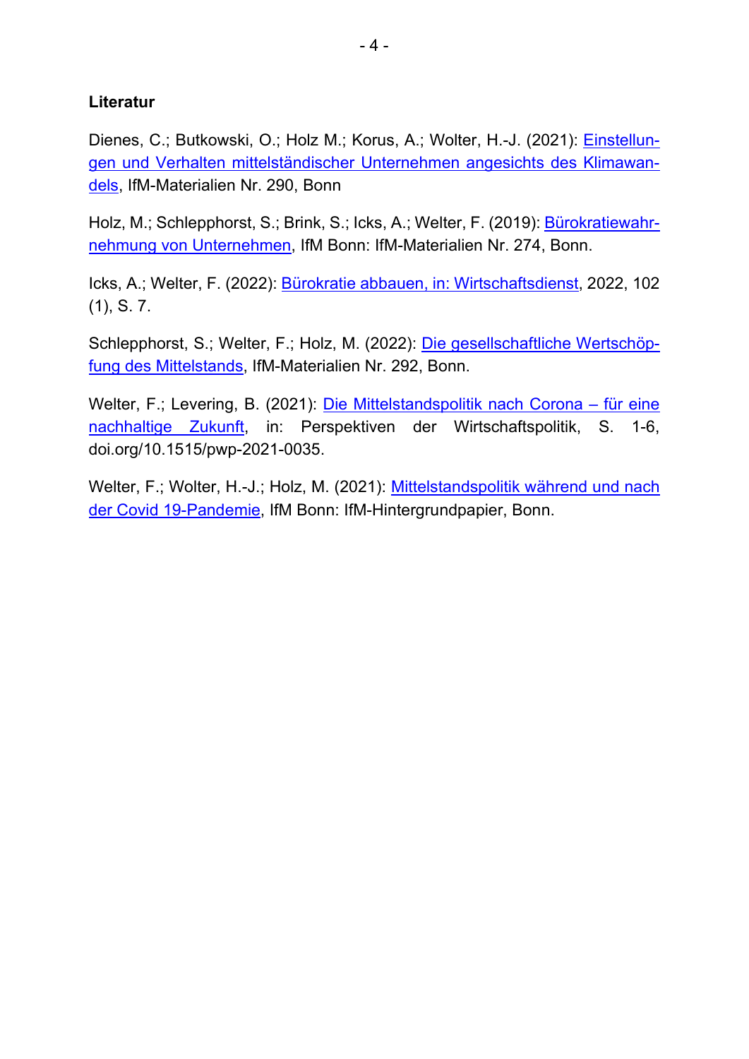**Literatur**

Dienes, C.; Butkowski, O.; Holz M.; Korus, A.; Wolter, H.-J. (2021): Einstellungen und Verhalten mittelständischer Unternehmen angesichts des Klimawandels, IfM-Materialien Nr. 290, Bonn

Holz, M.; Schlepphorst, S.; Brink, S.; Icks, A.; Welter, F. (2019): Bürokratiewahrnehmung von Unternehmen, IfM Bonn: IfM-Materialien Nr. 274, Bonn.

Icks, A.; Welter, F. (2022): Bürokratie abbauen, in: Wirtschaftsdienst, 2022, 102 (1), S. 7.

Schlepphorst, S.; Welter, F.; Holz, M. (2022): Die gesellschaftliche Wertschöpfung des Mittelstands, IfM-Materialien Nr. 292, Bonn.

Welter, F.; Levering, B. (2021): Die Mittelstandspolitik nach Corona – für eine nachhaltige Zukunft, in: Perspektiven der Wirtschaftspolitik, S. 1-6, doi.org/10.1515/pwp-2021-0035.

Welter, F.; Wolter, H.-J.; Holz, M. (2021): Mittelstandspolitik während und nach der Covid 19-Pandemie, IfM Bonn: IfM-Hintergrundpapier, Bonn.